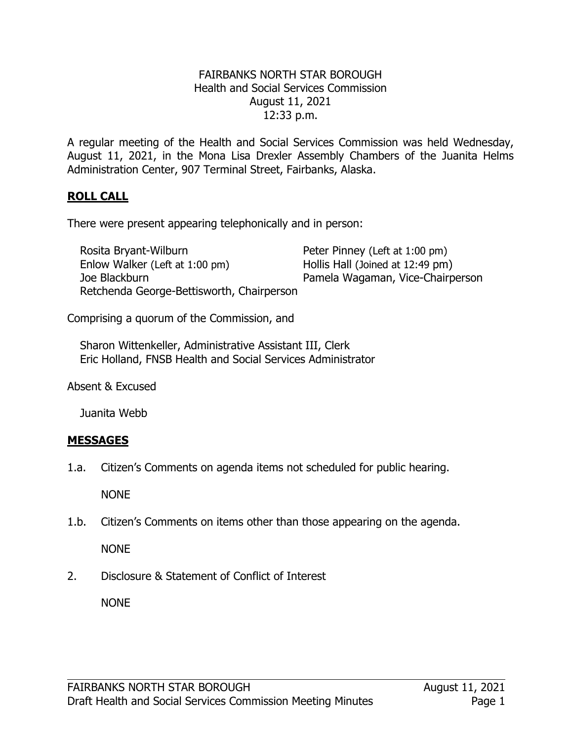FAIRBANKS NORTH STAR BOROUGH
Health and Social Services Commission
August 11, 2021
12:33 p.m.

A regular meeting of the Health and Social Services Commission was held Wednesday, August 11, 2021, in the Mona Lisa Drexler Assembly Chambers of the Juanita Helms Administration Center, 907 Terminal Street, Fairbanks, Alaska.

## ROLL CALL

There were present appearing telephonically and in person:

Rosita Bryant-Wilburn
Enlow Walker (Left at 1:00 pm)
Joe Blackburn
Retchenda George-Bettisworth, Chairperson
Peter Pinney (Left at 1:00 pm)
Hollis Hall (Joined at 12:49 pm)
Pamela Wagaman, Vice-Chairperson

Comprising a quorum of the Commission, and

Sharon Wittenkeller, Administrative Assistant III, Clerk
Eric Holland, FNSB Health and Social Services Administrator

Absent & Excused

Juanita Webb

## MESSAGES

1.a. Citizen's Comments on agenda items not scheduled for public hearing.

NONE

1.b. Citizen's Comments on items other than those appearing on the agenda.

NONE

2. Disclosure & Statement of Conflict of Interest

NONE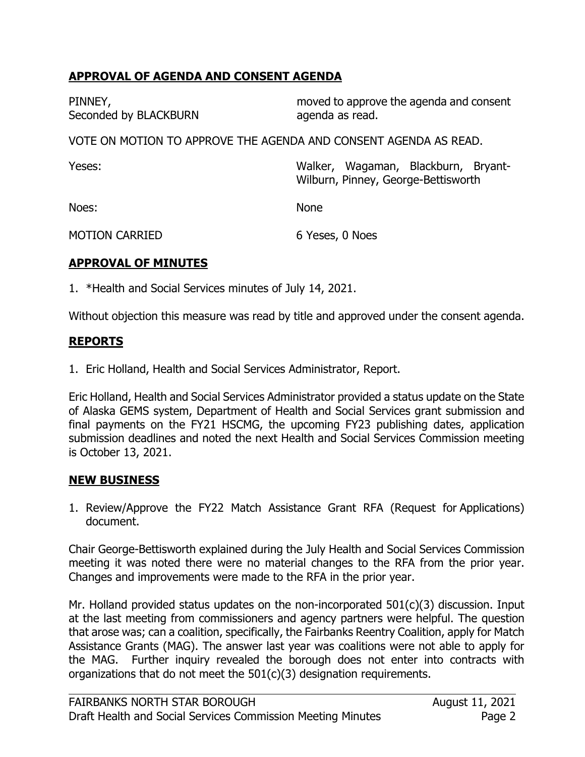## APPROVAL OF AGENDA AND CONSENT AGENDA

PINNEY,
Seconded by BLACKBURN

moved to approve the agenda and consent agenda as read.

VOTE ON MOTION TO APPROVE THE AGENDA AND CONSENT AGENDA AS READ.

| | |
|---|---|
| Yeses: | Walker, Wagaman, Blackburn, Bryant-Wilburn, Pinney, George-Bettisworth |
| Noes: | None |
| MOTION CARRIED | 6 Yeses, 0 Noes |

## APPROVAL OF MINUTES

1. *Health and Social Services minutes of July 14, 2021.

Without objection this measure was read by title and approved under the consent agenda.

## REPORTS

1. Eric Holland, Health and Social Services Administrator, Report.

Eric Holland, Health and Social Services Administrator provided a status update on the State of Alaska GEMS system, Department of Health and Social Services grant submission and final payments on the FY21 HSCMG, the upcoming FY23 publishing dates, application submission deadlines and noted the next Health and Social Services Commission meeting is October 13, 2021.

## NEW BUSINESS

1. Review/Approve the FY22 Match Assistance Grant RFA (Request for Applications) document.

Chair George-Bettisworth explained during the July Health and Social Services Commission meeting it was noted there were no material changes to the RFA from the prior year. Changes and improvements were made to the RFA in the prior year.

Mr. Holland provided status updates on the non-incorporated 501(c)(3) discussion. Input at the last meeting from commissioners and agency partners were helpful. The question that arose was; can a coalition, specifically, the Fairbanks Reentry Coalition, apply for Match Assistance Grants (MAG). The answer last year was coalitions were not able to apply for the MAG. Further inquiry revealed the borough does not enter into contracts with organizations that do not meet the 501(c)(3) designation requirements.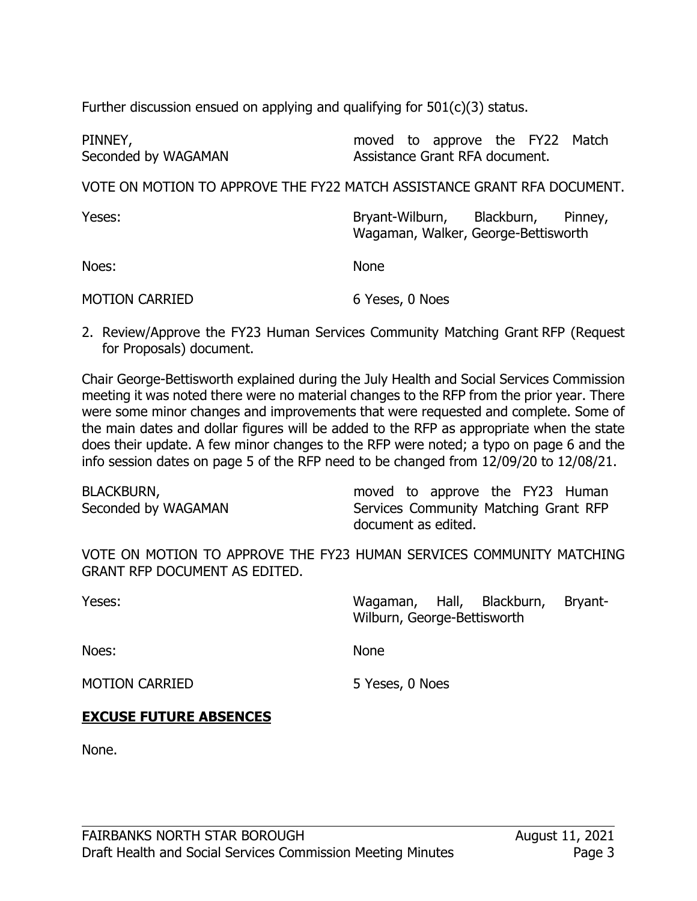Further discussion ensued on applying and qualifying for 501(c)(3) status.

| | |
|---|---|
| PINNEY,<br>Seconded by WAGAMAN | moved to approve the FY22 Match Assistance Grant RFA document. |

VOTE ON MOTION TO APPROVE THE FY22 MATCH ASSISTANCE GRANT RFA DOCUMENT.

| | |
|---|---|
| Yeses: | Bryant-Wilburn, Blackburn, Pinney, Wagaman, Walker, George-Bettisworth |
| Noes: | None |
| MOTION CARRIED | 6 Yeses, 0 Noes |

2. Review/Approve the FY23 Human Services Community Matching Grant RFP (Request for Proposals) document.

Chair George-Bettisworth explained during the July Health and Social Services Commission meeting it was noted there were no material changes to the RFP from the prior year. There were some minor changes and improvements that were requested and complete. Some of the main dates and dollar figures will be added to the RFP as appropriate when the state does their update. A few minor changes to the RFP were noted; a typo on page 6 and the info session dates on page 5 of the RFP need to be changed from 12/09/20 to 12/08/21.

| | |
|---|---|
| BLACKBURN,<br>Seconded by WAGAMAN | moved to approve the FY23 Human Services Community Matching Grant RFP document as edited. |

VOTE ON MOTION TO APPROVE THE FY23 HUMAN SERVICES COMMUNITY MATCHING GRANT RFP DOCUMENT AS EDITED.

| | |
|---|---|
| Yeses: | Wagaman, Hall, Blackburn, Bryant-Wilburn, George-Bettisworth |
| Noes: | None |
| MOTION CARRIED | 5 Yeses, 0 Noes |

## EXCUSE FUTURE ABSENCES

None.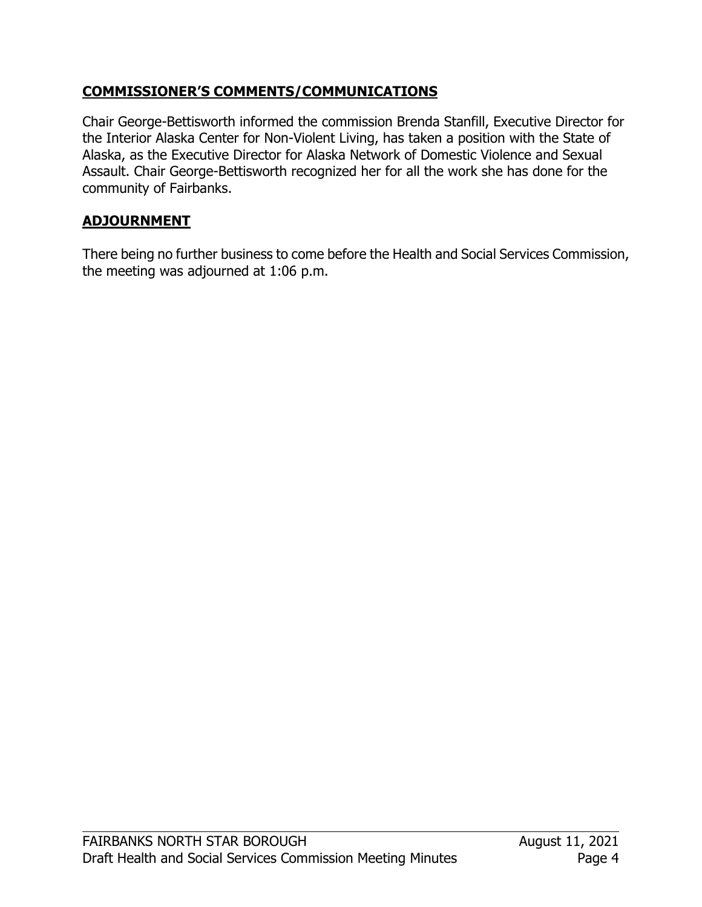## **COMMISSIONER'S COMMENTS/COMMUNICATIONS**

Chair George-Bettisworth informed the commission Brenda Stanfill, Executive Director for the Interior Alaska Center for Non-Violent Living, has taken a position with the State of Alaska, as the Executive Director for Alaska Network of Domestic Violence and Sexual Assault. Chair George-Bettisworth recognized her for all the work she has done for the community of Fairbanks.

## **ADJOURNMENT**

There being no further business to come before the Health and Social Services Commission, the meeting was adjourned at 1:06 p.m.